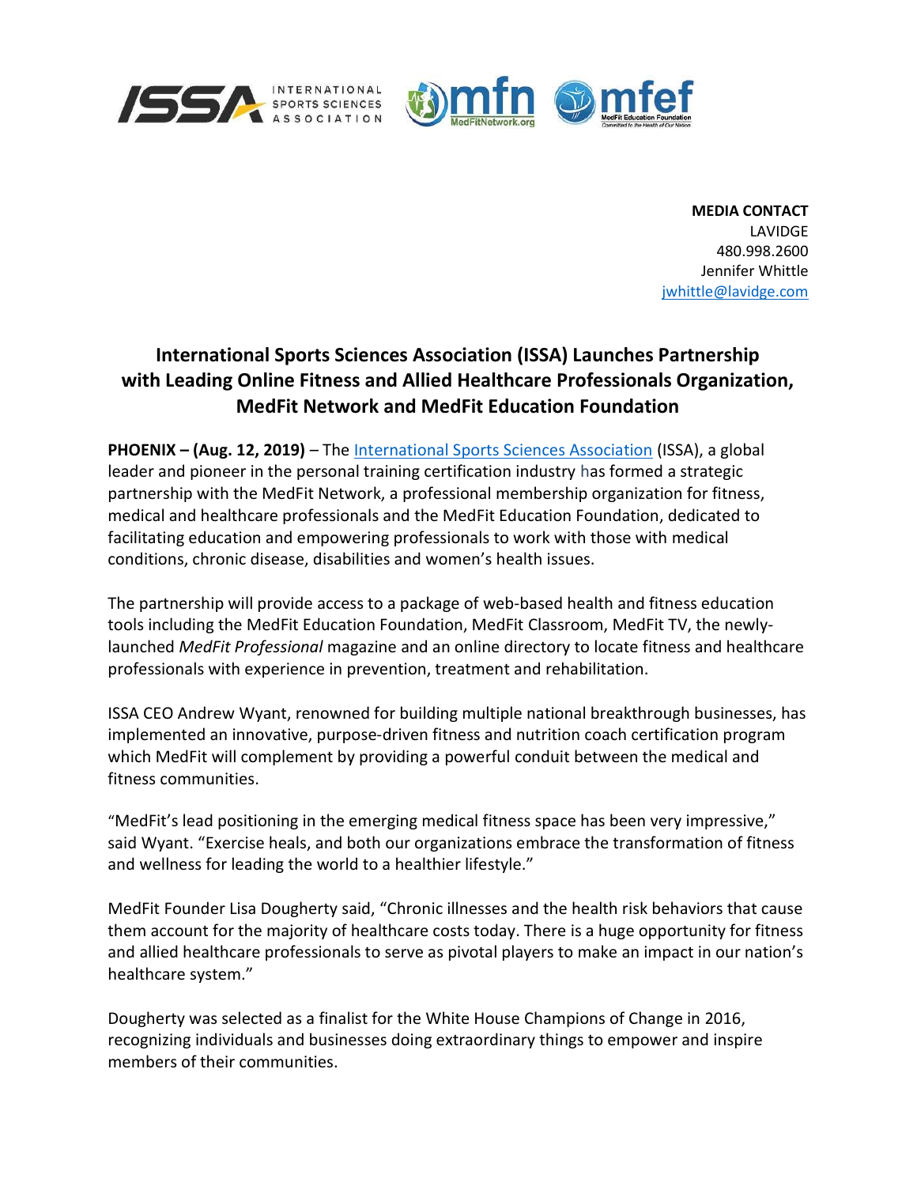**MEDIA CONTACT**
LAVIDGE
480.998.2600
Jennifer Whittle
jwhittle@lavidge.com

# International Sports Sciences Association (ISSA) Launches Partnership with Leading Online Fitness and Allied Healthcare Professionals Organization, MedFit Network and MedFit Education Foundation

**PHOENIX – (Aug. 12, 2019)** – The International Sports Sciences Association (ISSA), a global leader and pioneer in the personal training certification industry has formed a strategic partnership with the MedFit Network, a professional membership organization for fitness, medical and healthcare professionals and the MedFit Education Foundation, dedicated to facilitating education and empowering professionals to work with those with medical conditions, chronic disease, disabilities and women's health issues.

The partnership will provide access to a package of web-based health and fitness education tools including the MedFit Education Foundation, MedFit Classroom, MedFit TV, the newly-launched *MedFit Professional* magazine and an online directory to locate fitness and healthcare professionals with experience in prevention, treatment and rehabilitation.

ISSA CEO Andrew Wyant, renowned for building multiple national breakthrough businesses, has implemented an innovative, purpose-driven fitness and nutrition coach certification program which MedFit will complement by providing a powerful conduit between the medical and fitness communities.

"MedFit's lead positioning in the emerging medical fitness space has been very impressive," said Wyant. "Exercise heals, and both our organizations embrace the transformation of fitness and wellness for leading the world to a healthier lifestyle."

MedFit Founder Lisa Dougherty said, "Chronic illnesses and the health risk behaviors that cause them account for the majority of healthcare costs today. There is a huge opportunity for fitness and allied healthcare professionals to serve as pivotal players to make an impact in our nation's healthcare system."

Dougherty was selected as a finalist for the White House Champions of Change in 2016, recognizing individuals and businesses doing extraordinary things to empower and inspire members of their communities.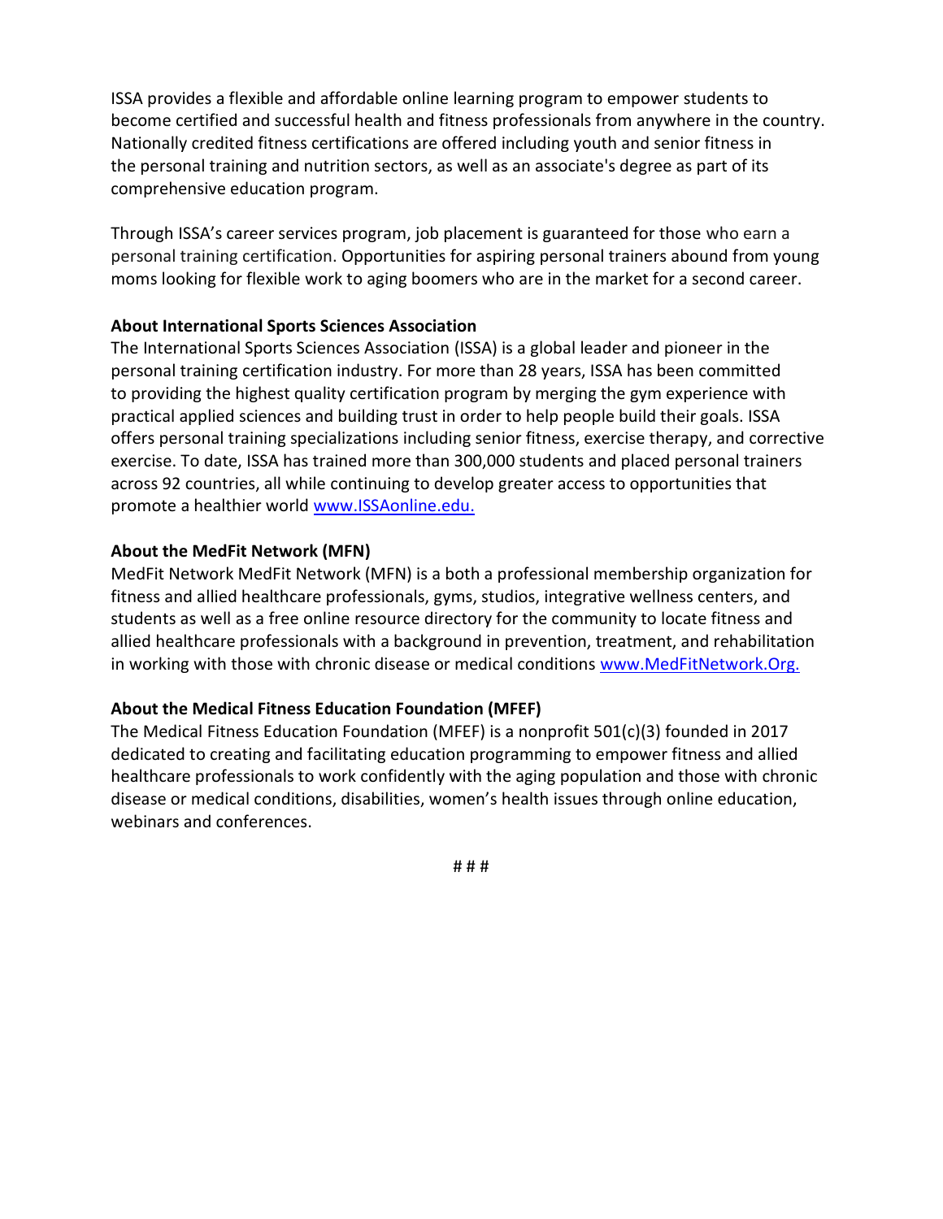ISSA provides a flexible and affordable online learning program to empower students to become certified and successful health and fitness professionals from anywhere in the country. Nationally credited fitness certifications are offered including youth and senior fitness in the personal training and nutrition sectors, as well as an associate's degree as part of its comprehensive education program.

Through ISSA's career services program, job placement is guaranteed for those who earn a personal training certification. Opportunities for aspiring personal trainers abound from young moms looking for flexible work to aging boomers who are in the market for a second career.

**About International Sports Sciences Association**

The International Sports Sciences Association (ISSA) is a global leader and pioneer in the personal training certification industry. For more than 28 years, ISSA has been committed to providing the highest quality certification program by merging the gym experience with practical applied sciences and building trust in order to help people build their goals. ISSA offers personal training specializations including senior fitness, exercise therapy, and corrective exercise. To date, ISSA has trained more than 300,000 students and placed personal trainers across 92 countries, all while continuing to develop greater access to opportunities that promote a healthier world [www.ISSAonline.edu.](http://www.ISSAonline.edu)

**About the MedFit Network (MFN)**

MedFit Network MedFit Network (MFN) is a both a professional membership organization for fitness and allied healthcare professionals, gyms, studios, integrative wellness centers, and students as well as a free online resource directory for the community to locate fitness and allied healthcare professionals with a background in prevention, treatment, and rehabilitation in working with those with chronic disease or medical conditions [www.MedFitNetwork.Org.](http://www.MedFitNetwork.Org)

**About the Medical Fitness Education Foundation (MFEF)**

The Medical Fitness Education Foundation (MFEF) is a nonprofit 501(c)(3) founded in 2017 dedicated to creating and facilitating education programming to empower fitness and allied healthcare professionals to work confidently with the aging population and those with chronic disease or medical conditions, disabilities, women's health issues through online education, webinars and conferences.

# # #